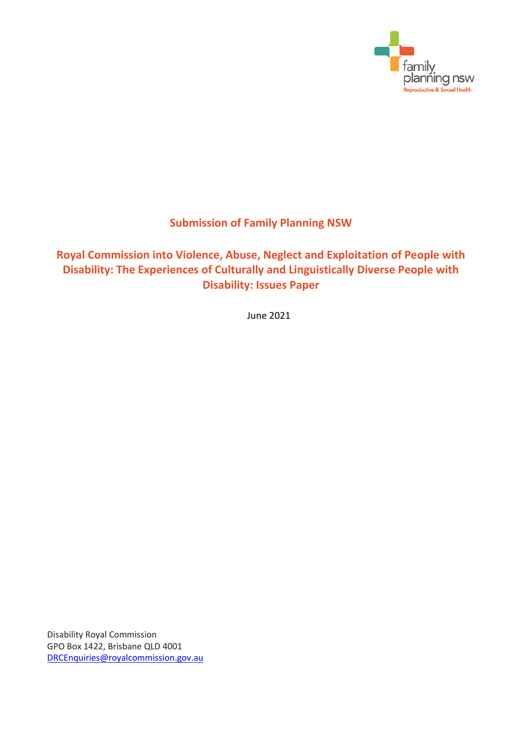family planning nsw
Reproductive & Sexual Health

# Submission of Family Planning NSW

## Royal Commission into Violence, Abuse, Neglect and Exploitation of People with Disability: The Experiences of Culturally and Linguistically Diverse People with Disability: Issues Paper

June 2021

Disability Royal Commission
GPO Box 1422, Brisbane QLD 4001
[DRCEnquiries@royalcommission.gov.au](mailto:DRCEnquiries@royalcommission.gov.au)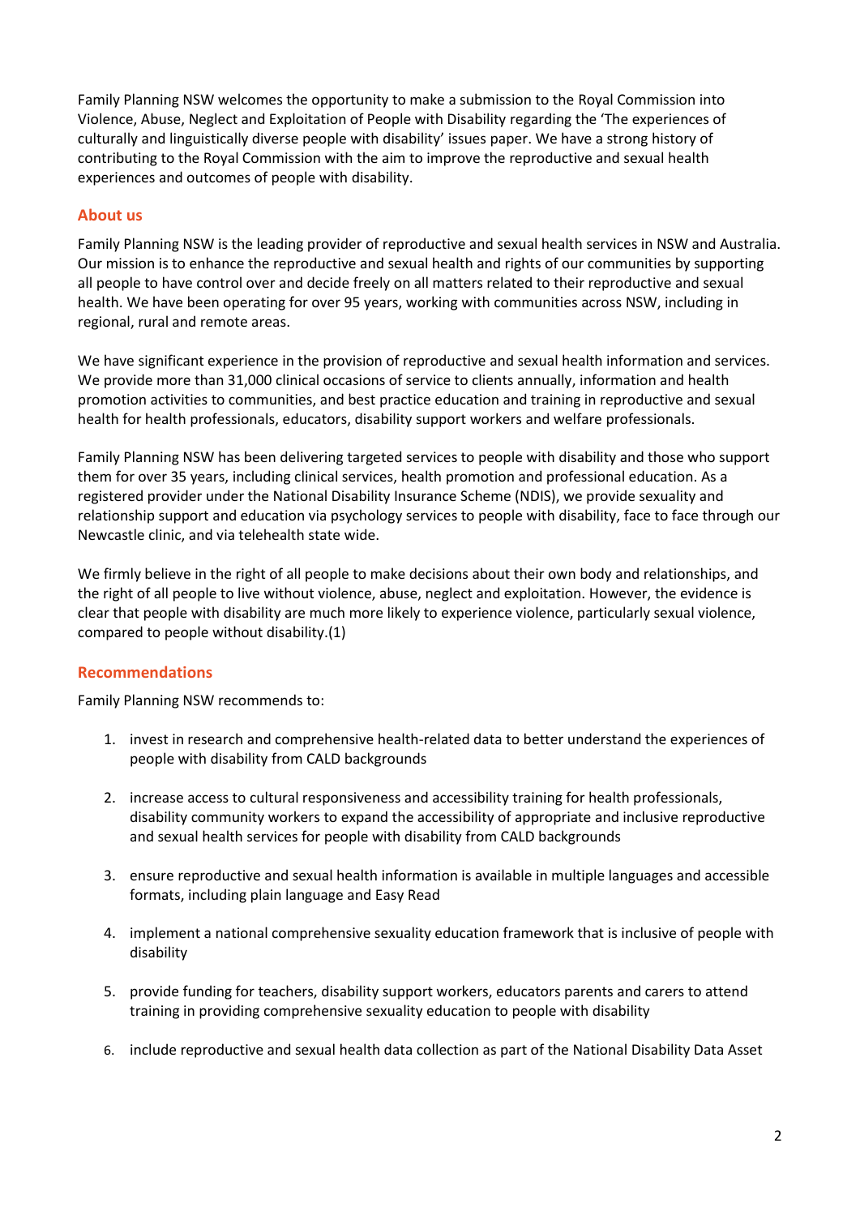Family Planning NSW welcomes the opportunity to make a submission to the Royal Commission into Violence, Abuse, Neglect and Exploitation of People with Disability regarding the 'The experiences of culturally and linguistically diverse people with disability' issues paper. We have a strong history of contributing to the Royal Commission with the aim to improve the reproductive and sexual health experiences and outcomes of people with disability.

## About us

Family Planning NSW is the leading provider of reproductive and sexual health services in NSW and Australia. Our mission is to enhance the reproductive and sexual health and rights of our communities by supporting all people to have control over and decide freely on all matters related to their reproductive and sexual health. We have been operating for over 95 years, working with communities across NSW, including in regional, rural and remote areas.

We have significant experience in the provision of reproductive and sexual health information and services. We provide more than 31,000 clinical occasions of service to clients annually, information and health promotion activities to communities, and best practice education and training in reproductive and sexual health for health professionals, educators, disability support workers and welfare professionals.

Family Planning NSW has been delivering targeted services to people with disability and those who support them for over 35 years, including clinical services, health promotion and professional education. As a registered provider under the National Disability Insurance Scheme (NDIS), we provide sexuality and relationship support and education via psychology services to people with disability, face to face through our Newcastle clinic, and via telehealth state wide.

We firmly believe in the right of all people to make decisions about their own body and relationships, and the right of all people to live without violence, abuse, neglect and exploitation. However, the evidence is clear that people with disability are much more likely to experience violence, particularly sexual violence, compared to people without disability.(1)

## Recommendations

Family Planning NSW recommends to:

1. invest in research and comprehensive health-related data to better understand the experiences of people with disability from CALD backgrounds
2. increase access to cultural responsiveness and accessibility training for health professionals, disability community workers to expand the accessibility of appropriate and inclusive reproductive and sexual health services for people with disability from CALD backgrounds
3. ensure reproductive and sexual health information is available in multiple languages and accessible formats, including plain language and Easy Read
4. implement a national comprehensive sexuality education framework that is inclusive of people with disability
5. provide funding for teachers, disability support workers, educators parents and carers to attend training in providing comprehensive sexuality education to people with disability
6. include reproductive and sexual health data collection as part of the National Disability Data Asset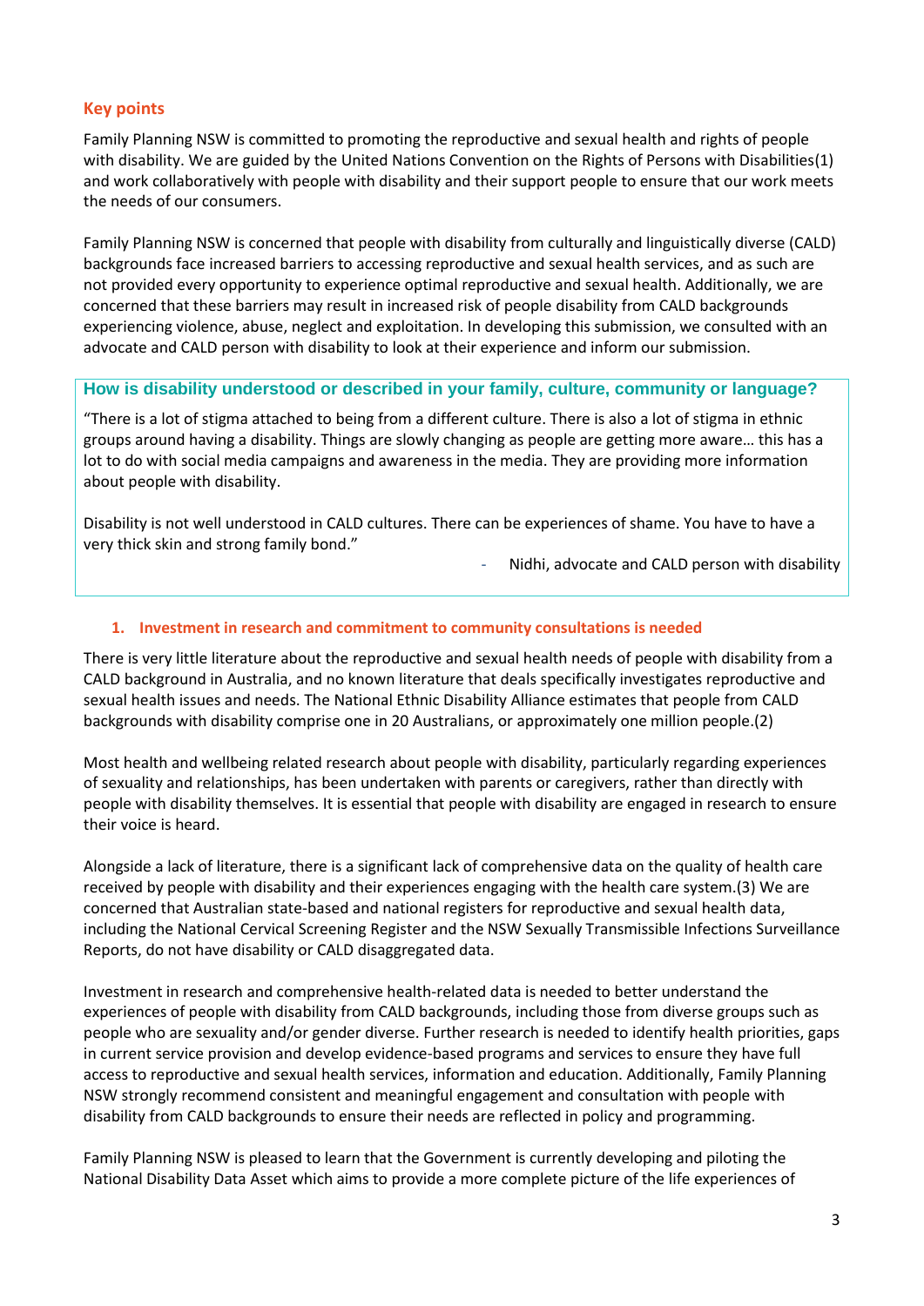## Key points

Family Planning NSW is committed to promoting the reproductive and sexual health and rights of people with disability. We are guided by the United Nations Convention on the Rights of Persons with Disabilities(1) and work collaboratively with people with disability and their support people to ensure that our work meets the needs of our consumers.

Family Planning NSW is concerned that people with disability from culturally and linguistically diverse (CALD) backgrounds face increased barriers to accessing reproductive and sexual health services, and as such are not provided every opportunity to experience optimal reproductive and sexual health. Additionally, we are concerned that these barriers may result in increased risk of people disability from CALD backgrounds experiencing violence, abuse, neglect and exploitation. In developing this submission, we consulted with an advocate and CALD person with disability to look at their experience and inform our submission.

### How is disability understood or described in your family, culture, community or language?

"There is a lot of stigma attached to being from a different culture. There is also a lot of stigma in ethnic groups around having a disability. Things are slowly changing as people are getting more aware… this has a lot to do with social media campaigns and awareness in the media. They are providing more information about people with disability.

Disability is not well understood in CALD cultures. There can be experiences of shame. You have to have a very thick skin and strong family bond."

- Nidhi, advocate and CALD person with disability

### 1. Investment in research and commitment to community consultations is needed

There is very little literature about the reproductive and sexual health needs of people with disability from a CALD background in Australia, and no known literature that deals specifically investigates reproductive and sexual health issues and needs. The National Ethnic Disability Alliance estimates that people from CALD backgrounds with disability comprise one in 20 Australians, or approximately one million people.(2)

Most health and wellbeing related research about people with disability, particularly regarding experiences of sexuality and relationships, has been undertaken with parents or caregivers, rather than directly with people with disability themselves. It is essential that people with disability are engaged in research to ensure their voice is heard.

Alongside a lack of literature, there is a significant lack of comprehensive data on the quality of health care received by people with disability and their experiences engaging with the health care system.(3) We are concerned that Australian state-based and national registers for reproductive and sexual health data, including the National Cervical Screening Register and the NSW Sexually Transmissible Infections Surveillance Reports, do not have disability or CALD disaggregated data.

Investment in research and comprehensive health-related data is needed to better understand the experiences of people with disability from CALD backgrounds, including those from diverse groups such as people who are sexuality and/or gender diverse. Further research is needed to identify health priorities, gaps in current service provision and develop evidence-based programs and services to ensure they have full access to reproductive and sexual health services, information and education. Additionally, Family Planning NSW strongly recommend consistent and meaningful engagement and consultation with people with disability from CALD backgrounds to ensure their needs are reflected in policy and programming.

Family Planning NSW is pleased to learn that the Government is currently developing and piloting the National Disability Data Asset which aims to provide a more complete picture of the life experiences of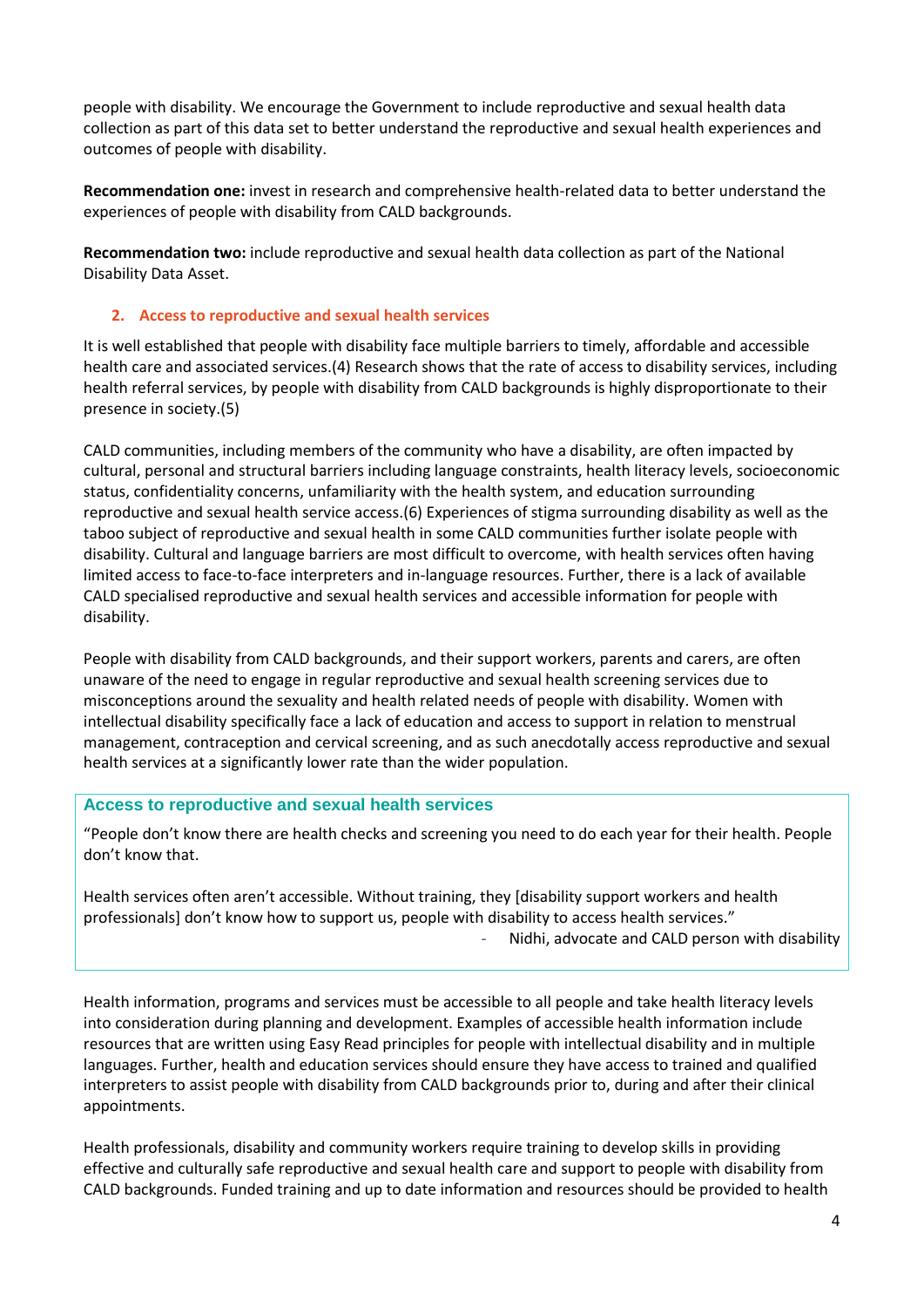people with disability. We encourage the Government to include reproductive and sexual health data collection as part of this data set to better understand the reproductive and sexual health experiences and outcomes of people with disability.

**Recommendation one:** invest in research and comprehensive health-related data to better understand the experiences of people with disability from CALD backgrounds.

**Recommendation two:** include reproductive and sexual health data collection as part of the National Disability Data Asset.

## 2. Access to reproductive and sexual health services

It is well established that people with disability face multiple barriers to timely, affordable and accessible health care and associated services.(4) Research shows that the rate of access to disability services, including health referral services, by people with disability from CALD backgrounds is highly disproportionate to their presence in society.(5)

CALD communities, including members of the community who have a disability, are often impacted by cultural, personal and structural barriers including language constraints, health literacy levels, socioeconomic status, confidentiality concerns, unfamiliarity with the health system, and education surrounding reproductive and sexual health service access.(6) Experiences of stigma surrounding disability as well as the taboo subject of reproductive and sexual health in some CALD communities further isolate people with disability. Cultural and language barriers are most difficult to overcome, with health services often having limited access to face-to-face interpreters and in-language resources. Further, there is a lack of available CALD specialised reproductive and sexual health services and accessible information for people with disability.

People with disability from CALD backgrounds, and their support workers, parents and carers, are often unaware of the need to engage in regular reproductive and sexual health screening services due to misconceptions around the sexuality and health related needs of people with disability. Women with intellectual disability specifically face a lack of education and access to support in relation to menstrual management, contraception and cervical screening, and as such anecdotally access reproductive and sexual health services at a significantly lower rate than the wider population.

> **Access to reproductive and sexual health services**
>
> "People don't know there are health checks and screening you need to do each year for their health. People don't know that.
>
> Health services often aren't accessible. Without training, they [disability support workers and health professionals] don't know how to support us, people with disability to access health services."
>
> - Nidhi, advocate and CALD person with disability

Health information, programs and services must be accessible to all people and take health literacy levels into consideration during planning and development. Examples of accessible health information include resources that are written using Easy Read principles for people with intellectual disability and in multiple languages. Further, health and education services should ensure they have access to trained and qualified interpreters to assist people with disability from CALD backgrounds prior to, during and after their clinical appointments.

Health professionals, disability and community workers require training to develop skills in providing effective and culturally safe reproductive and sexual health care and support to people with disability from CALD backgrounds. Funded training and up to date information and resources should be provided to health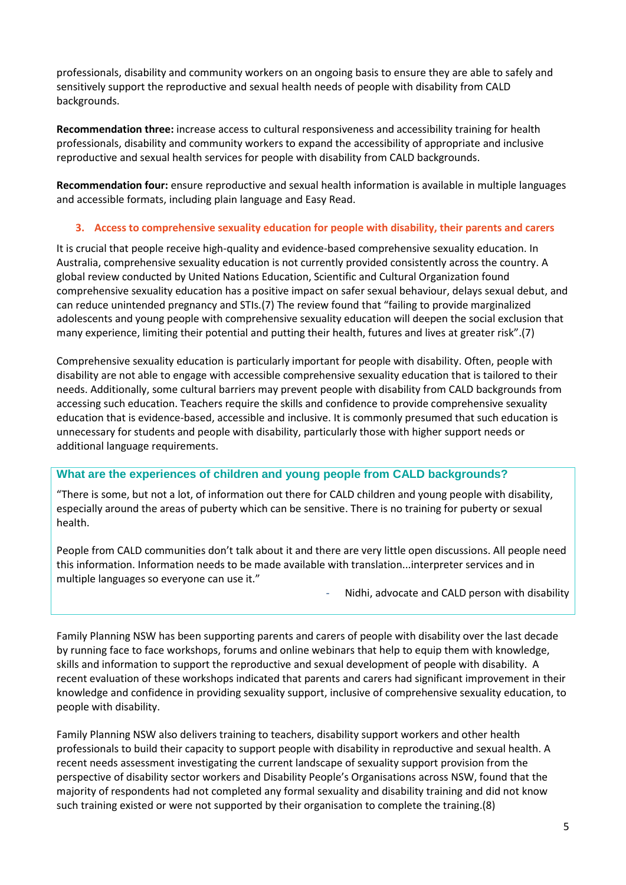professionals, disability and community workers on an ongoing basis to ensure they are able to safely and sensitively support the reproductive and sexual health needs of people with disability from CALD backgrounds.

**Recommendation three:** increase access to cultural responsiveness and accessibility training for health professionals, disability and community workers to expand the accessibility of appropriate and inclusive reproductive and sexual health services for people with disability from CALD backgrounds.

**Recommendation four:** ensure reproductive and sexual health information is available in multiple languages and accessible formats, including plain language and Easy Read.

## 3. Access to comprehensive sexuality education for people with disability, their parents and carers

It is crucial that people receive high-quality and evidence-based comprehensive sexuality education. In Australia, comprehensive sexuality education is not currently provided consistently across the country. A global review conducted by United Nations Education, Scientific and Cultural Organization found comprehensive sexuality education has a positive impact on safer sexual behaviour, delays sexual debut, and can reduce unintended pregnancy and STIs.(7) The review found that "failing to provide marginalized adolescents and young people with comprehensive sexuality education will deepen the social exclusion that many experience, limiting their potential and putting their health, futures and lives at greater risk".(7)

Comprehensive sexuality education is particularly important for people with disability. Often, people with disability are not able to engage with accessible comprehensive sexuality education that is tailored to their needs. Additionally, some cultural barriers may prevent people with disability from CALD backgrounds from accessing such education. Teachers require the skills and confidence to provide comprehensive sexuality education that is evidence-based, accessible and inclusive. It is commonly presumed that such education is unnecessary for students and people with disability, particularly those with higher support needs or additional language requirements.

### What are the experiences of children and young people from CALD backgrounds?

"There is some, but not a lot, of information out there for CALD children and young people with disability, especially around the areas of puberty which can be sensitive. There is no training for puberty or sexual health.

People from CALD communities don't talk about it and there are very little open discussions. All people need this information. Information needs to be made available with translation...interpreter services and in multiple languages so everyone can use it."

- Nidhi, advocate and CALD person with disability

Family Planning NSW has been supporting parents and carers of people with disability over the last decade by running face to face workshops, forums and online webinars that help to equip them with knowledge, skills and information to support the reproductive and sexual development of people with disability. A recent evaluation of these workshops indicated that parents and carers had significant improvement in their knowledge and confidence in providing sexuality support, inclusive of comprehensive sexuality education, to people with disability.

Family Planning NSW also delivers training to teachers, disability support workers and other health professionals to build their capacity to support people with disability in reproductive and sexual health. A recent needs assessment investigating the current landscape of sexuality support provision from the perspective of disability sector workers and Disability People's Organisations across NSW, found that the majority of respondents had not completed any formal sexuality and disability training and did not know such training existed or were not supported by their organisation to complete the training.(8)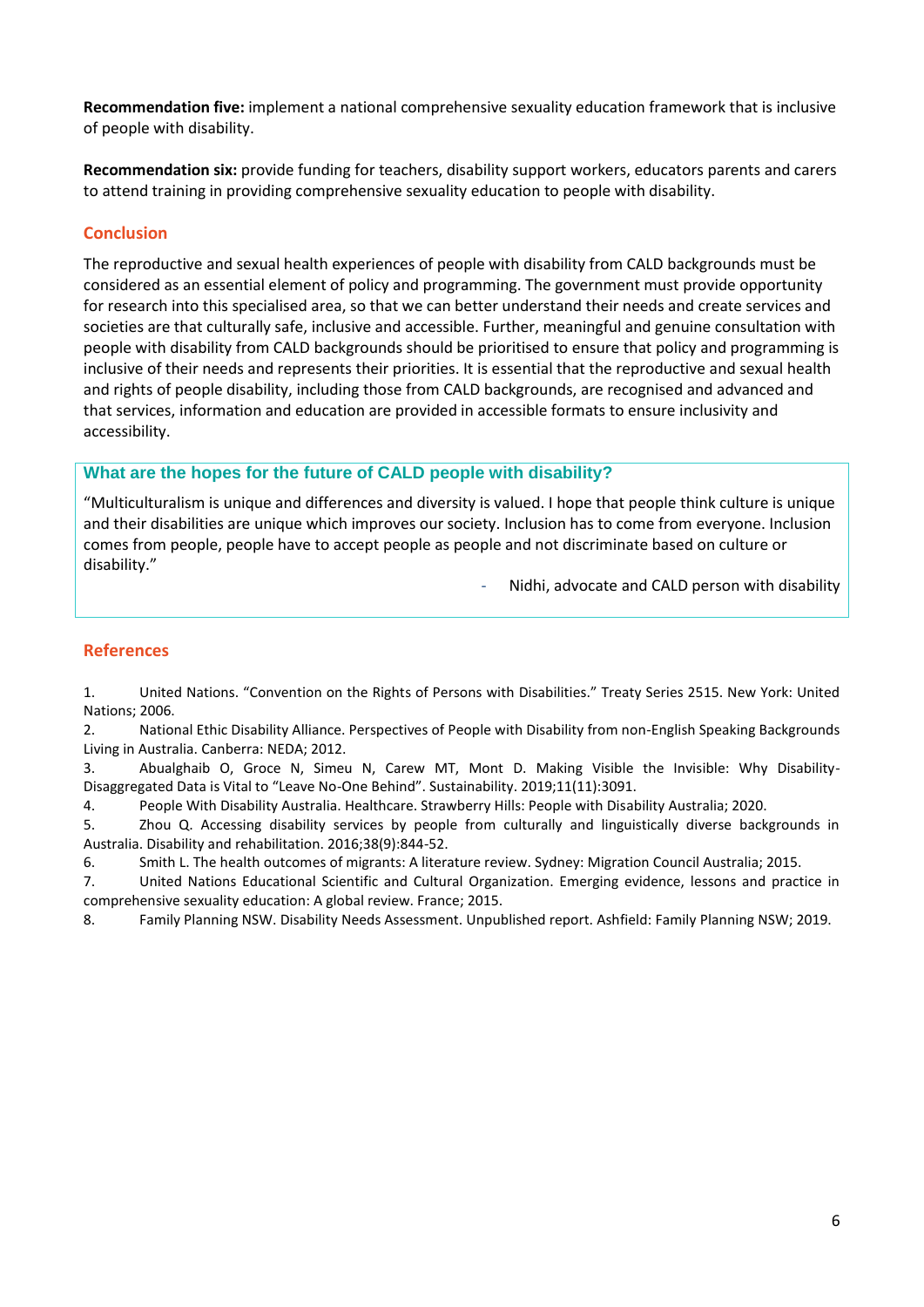**Recommendation five:** implement a national comprehensive sexuality education framework that is inclusive of people with disability.

**Recommendation six:** provide funding for teachers, disability support workers, educators parents and carers to attend training in providing comprehensive sexuality education to people with disability.

## Conclusion

The reproductive and sexual health experiences of people with disability from CALD backgrounds must be considered as an essential element of policy and programming. The government must provide opportunity for research into this specialised area, so that we can better understand their needs and create services and societies are that culturally safe, inclusive and accessible. Further, meaningful and genuine consultation with people with disability from CALD backgrounds should be prioritised to ensure that policy and programming is inclusive of their needs and represents their priorities. It is essential that the reproductive and sexual health and rights of people disability, including those from CALD backgrounds, are recognised and advanced and that services, information and education are provided in accessible formats to ensure inclusivity and accessibility.

### What are the hopes for the future of CALD people with disability?

"Multiculturalism is unique and differences and diversity is valued. I hope that people think culture is unique and their disabilities are unique which improves our society. Inclusion has to come from everyone. Inclusion comes from people, people have to accept people as people and not discriminate based on culture or disability."

- Nidhi, advocate and CALD person with disability

## References

1. United Nations. "Convention on the Rights of Persons with Disabilities." Treaty Series 2515. New York: United Nations; 2006.
2. National Ethic Disability Alliance. Perspectives of People with Disability from non-English Speaking Backgrounds Living in Australia. Canberra: NEDA; 2012.
3. Abualghaib O, Groce N, Simeu N, Carew MT, Mont D. Making Visible the Invisible: Why Disability-Disaggregated Data is Vital to "Leave No-One Behind". Sustainability. 2019;11(11):3091.
4. People With Disability Australia. Healthcare. Strawberry Hills: People with Disability Australia; 2020.
5. Zhou Q. Accessing disability services by people from culturally and linguistically diverse backgrounds in Australia. Disability and rehabilitation. 2016;38(9):844-52.
6. Smith L. The health outcomes of migrants: A literature review. Sydney: Migration Council Australia; 2015.
7. United Nations Educational Scientific and Cultural Organization. Emerging evidence, lessons and practice in comprehensive sexuality education: A global review. France; 2015.
8. Family Planning NSW. Disability Needs Assessment. Unpublished report. Ashfield: Family Planning NSW; 2019.